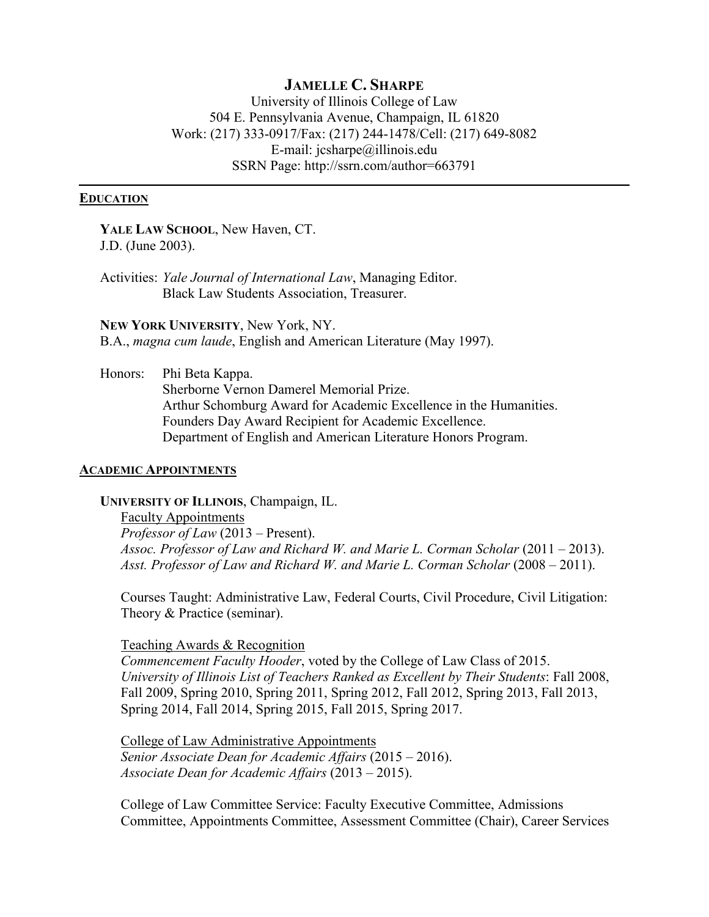# JAMELLE C. SHARPE

University of Illinois College of Law
504 E. Pennsylvania Avenue, Champaign, IL 61820
Work: (217) 333-0917/Fax: (217) 244-1478/Cell: (217) 649-8082
E-mail: jcsharpe@illinois.edu
SSRN Page: http://ssrn.com/author=663791

---

## EDUCATION

**YALE LAW SCHOOL**, New Haven, CT.
J.D. (June 2003).

Activities: *Yale Journal of International Law*, Managing Editor.
Black Law Students Association, Treasurer.

**NEW YORK UNIVERSITY**, New York, NY.
B.A., *magna cum laude*, English and American Literature (May 1997).

Honors: Phi Beta Kappa.
Sherborne Vernon Damerel Memorial Prize.
Arthur Schomburg Award for Academic Excellence in the Humanities.
Founders Day Award Recipient for Academic Excellence.
Department of English and American Literature Honors Program.

## ACADEMIC APPOINTMENTS

**UNIVERSITY OF ILLINOIS**, Champaign, IL.

Faculty Appointments
*Professor of Law* (2013 – Present).
*Assoc. Professor of Law and Richard W. and Marie L. Corman Scholar* (2011 – 2013).
*Asst. Professor of Law and Richard W. and Marie L. Corman Scholar* (2008 – 2011).

Courses Taught: Administrative Law, Federal Courts, Civil Procedure, Civil Litigation: Theory & Practice (seminar).

Teaching Awards & Recognition
*Commencement Faculty Hooder*, voted by the College of Law Class of 2015.
*University of Illinois List of Teachers Ranked as Excellent by Their Students*: Fall 2008, Fall 2009, Spring 2010, Spring 2011, Spring 2012, Fall 2012, Spring 2013, Fall 2013, Spring 2014, Fall 2014, Spring 2015, Fall 2015, Spring 2017.

College of Law Administrative Appointments
*Senior Associate Dean for Academic Affairs* (2015 – 2016).
*Associate Dean for Academic Affairs* (2013 – 2015).

College of Law Committee Service: Faculty Executive Committee, Admissions Committee, Appointments Committee, Assessment Committee (Chair), Career Services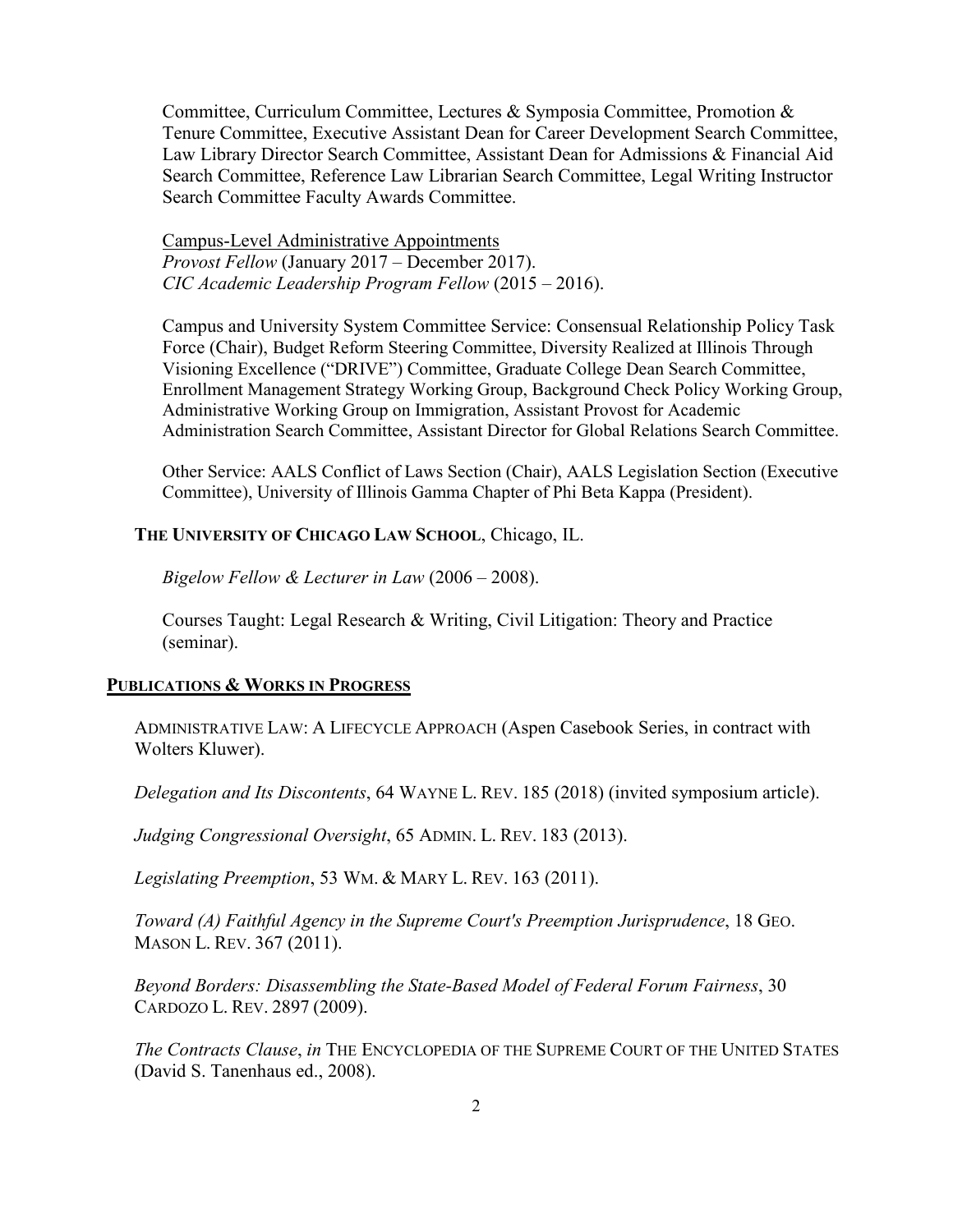Committee, Curriculum Committee, Lectures & Symposia Committee, Promotion & Tenure Committee, Executive Assistant Dean for Career Development Search Committee, Law Library Director Search Committee, Assistant Dean for Admissions & Financial Aid Search Committee, Reference Law Librarian Search Committee, Legal Writing Instructor Search Committee Faculty Awards Committee.

<u>Campus-Level Administrative Appointments</u>
*Provost Fellow* (January 2017 – December 2017).
*CIC Academic Leadership Program Fellow* (2015 – 2016).

Campus and University System Committee Service: Consensual Relationship Policy Task Force (Chair), Budget Reform Steering Committee, Diversity Realized at Illinois Through Visioning Excellence ("DRIVE") Committee, Graduate College Dean Search Committee, Enrollment Management Strategy Working Group, Background Check Policy Working Group, Administrative Working Group on Immigration, Assistant Provost for Academic Administration Search Committee, Assistant Director for Global Relations Search Committee.

Other Service: AALS Conflict of Laws Section (Chair), AALS Legislation Section (Executive Committee), University of Illinois Gamma Chapter of Phi Beta Kappa (President).

**THE UNIVERSITY OF CHICAGO LAW SCHOOL**, Chicago, IL.

*Bigelow Fellow & Lecturer in Law* (2006 – 2008).

Courses Taught: Legal Research & Writing, Civil Litigation: Theory and Practice (seminar).

## PUBLICATIONS & WORKS IN PROGRESS

ADMINISTRATIVE LAW: A LIFECYCLE APPROACH (Aspen Casebook Series, in contract with Wolters Kluwer).

*Delegation and Its Discontents*, 64 WAYNE L. REV. 185 (2018) (invited symposium article).

*Judging Congressional Oversight*, 65 ADMIN. L. REV. 183 (2013).

*Legislating Preemption*, 53 WM. & MARY L. REV. 163 (2011).

*Toward (A) Faithful Agency in the Supreme Court's Preemption Jurisprudence*, 18 GEO. MASON L. REV. 367 (2011).

*Beyond Borders: Disassembling the State-Based Model of Federal Forum Fairness*, 30 CARDOZO L. REV. 2897 (2009).

*The Contracts Clause*, *in* THE ENCYCLOPEDIA OF THE SUPREME COURT OF THE UNITED STATES (David S. Tanenhaus ed., 2008).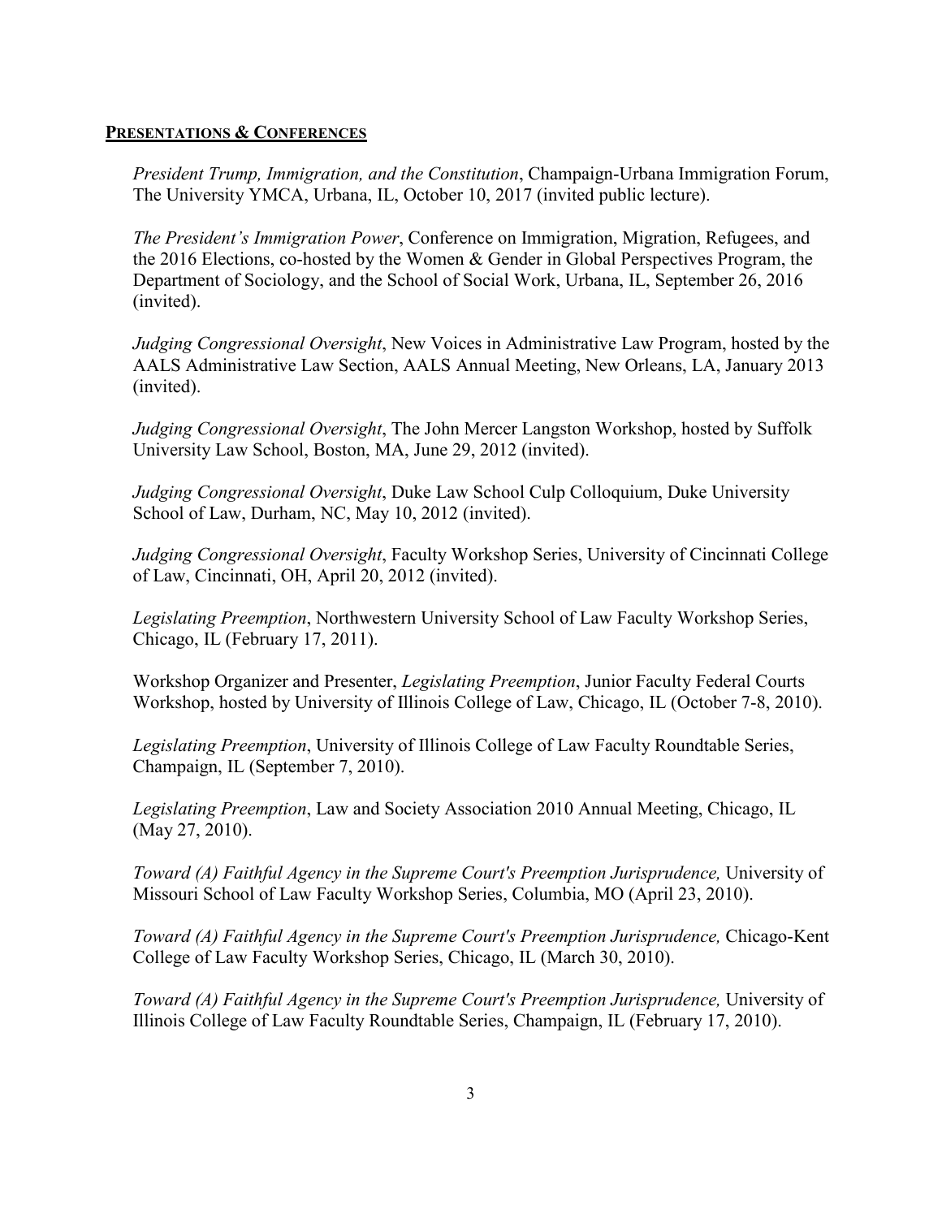## **PRESENTATIONS & CONFERENCES**

*President Trump, Immigration, and the Constitution*, Champaign-Urbana Immigration Forum, The University YMCA, Urbana, IL, October 10, 2017 (invited public lecture).

*The President's Immigration Power*, Conference on Immigration, Migration, Refugees, and the 2016 Elections, co-hosted by the Women & Gender in Global Perspectives Program, the Department of Sociology, and the School of Social Work, Urbana, IL, September 26, 2016 (invited).

*Judging Congressional Oversight*, New Voices in Administrative Law Program, hosted by the AALS Administrative Law Section, AALS Annual Meeting, New Orleans, LA, January 2013 (invited).

*Judging Congressional Oversight*, The John Mercer Langston Workshop, hosted by Suffolk University Law School, Boston, MA, June 29, 2012 (invited).

*Judging Congressional Oversight*, Duke Law School Culp Colloquium, Duke University School of Law, Durham, NC, May 10, 2012 (invited).

*Judging Congressional Oversight*, Faculty Workshop Series, University of Cincinnati College of Law, Cincinnati, OH, April 20, 2012 (invited).

*Legislating Preemption*, Northwestern University School of Law Faculty Workshop Series, Chicago, IL (February 17, 2011).

Workshop Organizer and Presenter, *Legislating Preemption*, Junior Faculty Federal Courts Workshop, hosted by University of Illinois College of Law, Chicago, IL (October 7-8, 2010).

*Legislating Preemption*, University of Illinois College of Law Faculty Roundtable Series, Champaign, IL (September 7, 2010).

*Legislating Preemption*, Law and Society Association 2010 Annual Meeting, Chicago, IL (May 27, 2010).

*Toward (A) Faithful Agency in the Supreme Court's Preemption Jurisprudence,* University of Missouri School of Law Faculty Workshop Series, Columbia, MO (April 23, 2010).

*Toward (A) Faithful Agency in the Supreme Court's Preemption Jurisprudence,* Chicago-Kent College of Law Faculty Workshop Series, Chicago, IL (March 30, 2010).

*Toward (A) Faithful Agency in the Supreme Court's Preemption Jurisprudence,* University of Illinois College of Law Faculty Roundtable Series, Champaign, IL (February 17, 2010).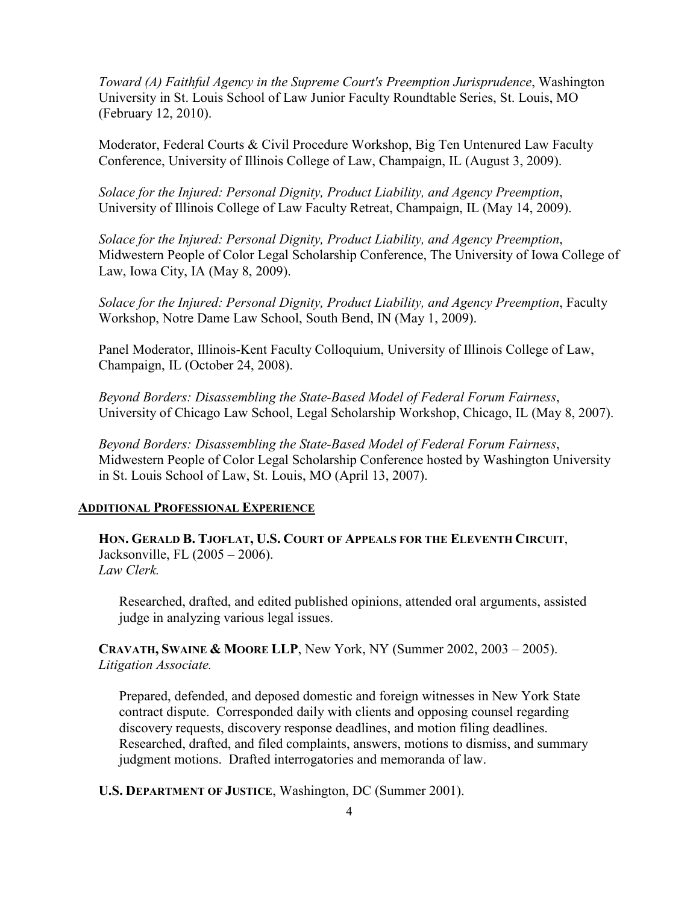*Toward (A) Faithful Agency in the Supreme Court's Preemption Jurisprudence*, Washington University in St. Louis School of Law Junior Faculty Roundtable Series, St. Louis, MO (February 12, 2010).

Moderator, Federal Courts & Civil Procedure Workshop, Big Ten Untenured Law Faculty Conference, University of Illinois College of Law, Champaign, IL (August 3, 2009).

*Solace for the Injured: Personal Dignity, Product Liability, and Agency Preemption*, University of Illinois College of Law Faculty Retreat, Champaign, IL (May 14, 2009).

*Solace for the Injured: Personal Dignity, Product Liability, and Agency Preemption*, Midwestern People of Color Legal Scholarship Conference, The University of Iowa College of Law, Iowa City, IA (May 8, 2009).

*Solace for the Injured: Personal Dignity, Product Liability, and Agency Preemption*, Faculty Workshop, Notre Dame Law School, South Bend, IN (May 1, 2009).

Panel Moderator, Illinois-Kent Faculty Colloquium, University of Illinois College of Law, Champaign, IL (October 24, 2008).

*Beyond Borders: Disassembling the State-Based Model of Federal Forum Fairness*, University of Chicago Law School, Legal Scholarship Workshop, Chicago, IL (May 8, 2007).

*Beyond Borders: Disassembling the State-Based Model of Federal Forum Fairness*, Midwestern People of Color Legal Scholarship Conference hosted by Washington University in St. Louis School of Law, St. Louis, MO (April 13, 2007).

## ADDITIONAL PROFESSIONAL EXPERIENCE

**HON. GERALD B. TJOFLAT, U.S. COURT OF APPEALS FOR THE ELEVENTH CIRCUIT**, Jacksonville, FL (2005 – 2006).
*Law Clerk.*

Researched, drafted, and edited published opinions, attended oral arguments, assisted judge in analyzing various legal issues.

**CRAVATH, SWAINE & MOORE LLP**, New York, NY (Summer 2002, 2003 – 2005).
*Litigation Associate.*

Prepared, defended, and deposed domestic and foreign witnesses in New York State contract dispute. Corresponded daily with clients and opposing counsel regarding discovery requests, discovery response deadlines, and motion filing deadlines. Researched, drafted, and filed complaints, answers, motions to dismiss, and summary judgment motions. Drafted interrogatories and memoranda of law.

**U.S. DEPARTMENT OF JUSTICE**, Washington, DC (Summer 2001).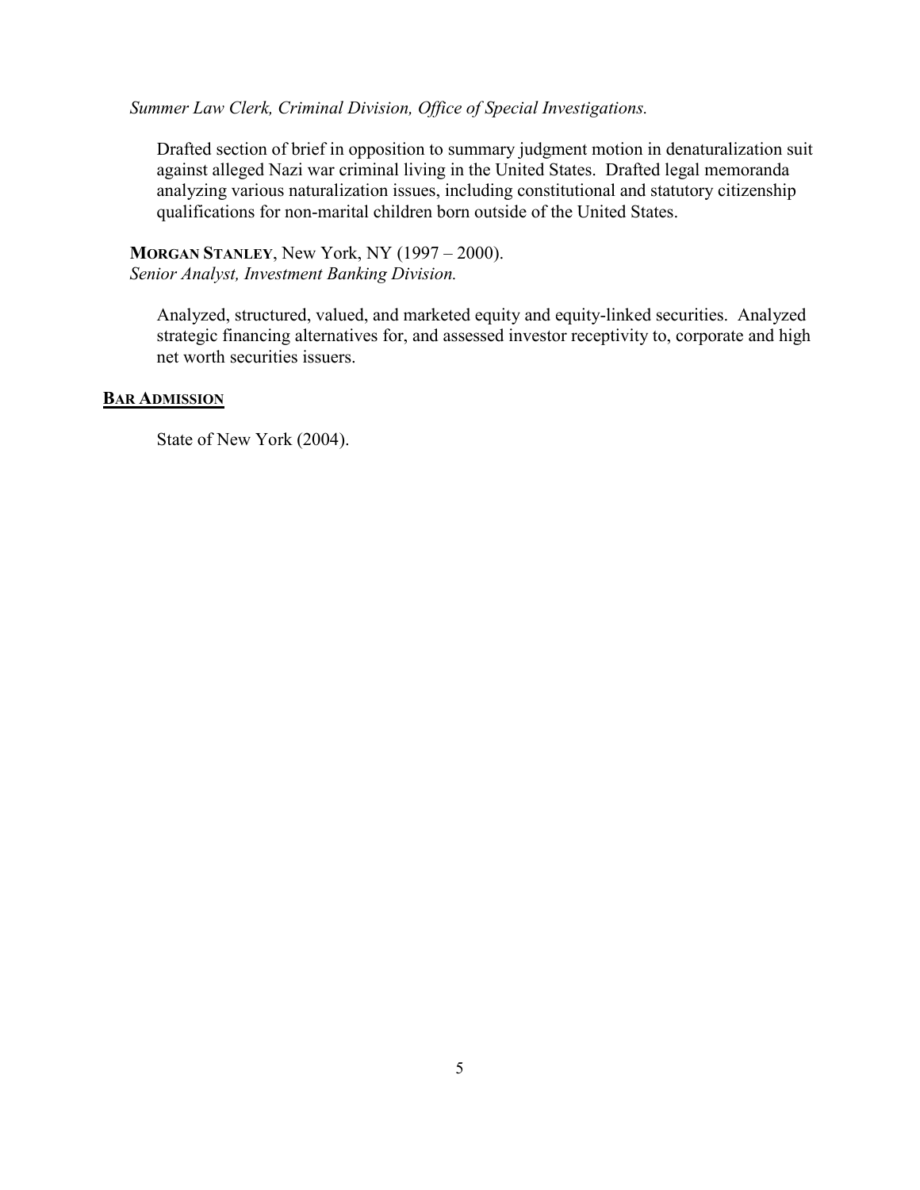*Summer Law Clerk, Criminal Division, Office of Special Investigations.*

Drafted section of brief in opposition to summary judgment motion in denaturalization suit against alleged Nazi war criminal living in the United States. Drafted legal memoranda analyzing various naturalization issues, including constitutional and statutory citizenship qualifications for non-marital children born outside of the United States.

**MORGAN STANLEY**, New York, NY (1997 – 2000).
*Senior Analyst, Investment Banking Division.*

Analyzed, structured, valued, and marketed equity and equity-linked securities. Analyzed strategic financing alternatives for, and assessed investor receptivity to, corporate and high net worth securities issuers.

## BAR ADMISSION

State of New York (2004).